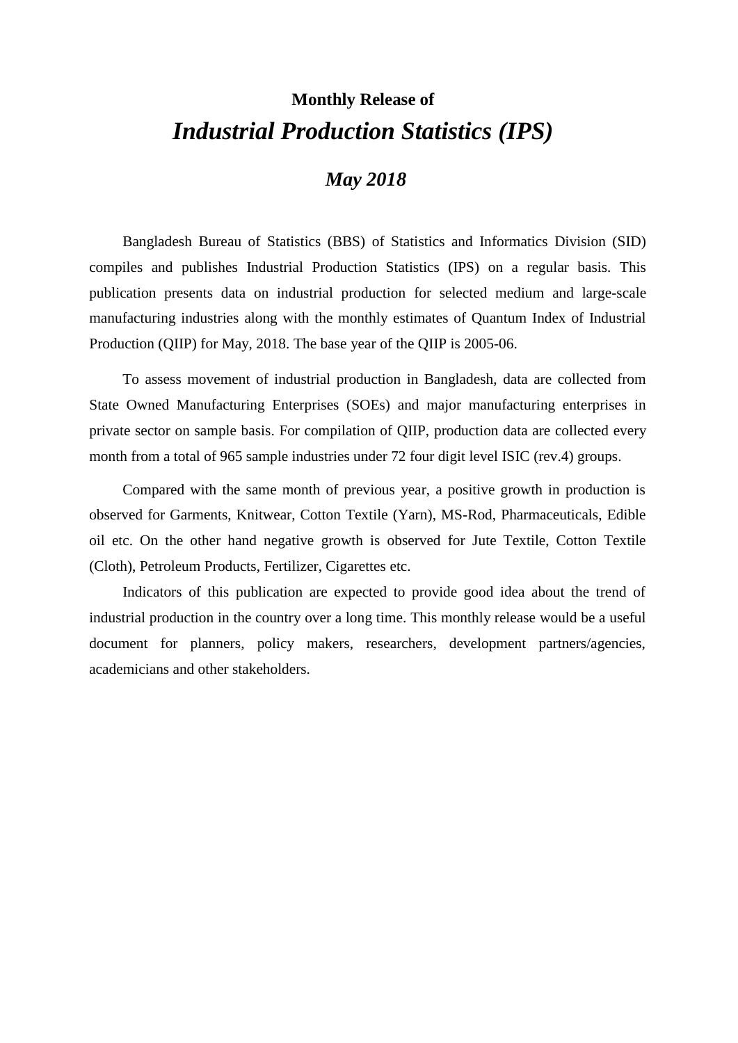**Monthly Release of**

# *Industrial Production Statistics (IPS)*

## *May 2018*

Bangladesh Bureau of Statistics (BBS) of Statistics and Informatics Division (SID) compiles and publishes Industrial Production Statistics (IPS) on a regular basis. This publication presents data on industrial production for selected medium and large-scale manufacturing industries along with the monthly estimates of Quantum Index of Industrial Production (QIIP) for May, 2018. The base year of the QIIP is 2005-06.

To assess movement of industrial production in Bangladesh, data are collected from State Owned Manufacturing Enterprises (SOEs) and major manufacturing enterprises in private sector on sample basis. For compilation of QIIP, production data are collected every month from a total of 965 sample industries under 72 four digit level ISIC (rev.4) groups.

Compared with the same month of previous year, a positive growth in production is observed for Garments, Knitwear, Cotton Textile (Yarn), MS-Rod, Pharmaceuticals, Edible oil etc. On the other hand negative growth is observed for Jute Textile, Cotton Textile (Cloth), Petroleum Products, Fertilizer, Cigarettes etc.

Indicators of this publication are expected to provide good idea about the trend of industrial production in the country over a long time. This monthly release would be a useful document for planners, policy makers, researchers, development partners/agencies, academicians and other stakeholders.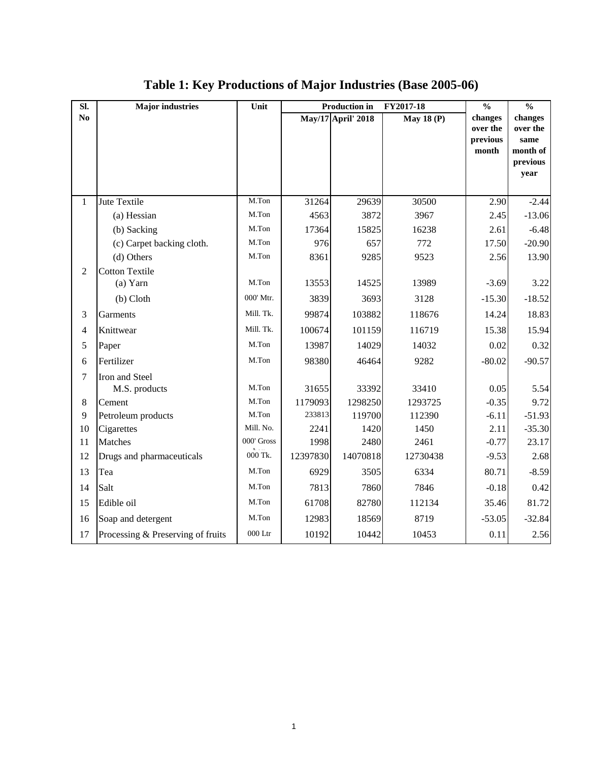# Table 1: Key Productions of Major Industries (Base 2005-06)

| Sl. No | Major industries | Unit | Production in FY2017-18 | | | % changes over the previous month | % changes over the same month of previous year |
|---|---|---|---|---|---|---|---|
| | | | May/17 | April' 2018 | May 18 (P) | | |
| 1 | Jute Textile | M.Ton | 31264 | 29639 | 30500 | 2.90 | -2.44 |
| | (a) Hessian | M.Ton | 4563 | 3872 | 3967 | 2.45 | -13.06 |
| | (b) Sacking | M.Ton | 17364 | 15825 | 16238 | 2.61 | -6.48 |
| | (c) Carpet backing cloth. | M.Ton | 976 | 657 | 772 | 17.50 | -20.90 |
| | (d) Others | M.Ton | 8361 | 9285 | 9523 | 2.56 | 13.90 |
| 2 | Cotton Textile | | | | | | |
| | (a) Yarn | M.Ton | 13553 | 14525 | 13989 | -3.69 | 3.22 |
| | (b) Cloth | 000' Mtr. | 3839 | 3693 | 3128 | -15.30 | -18.52 |
| 3 | Garments | Mill. Tk. | 99874 | 103882 | 118676 | 14.24 | 18.83 |
| 4 | Knittwear | Mill. Tk. | 100674 | 101159 | 116719 | 15.38 | 15.94 |
| 5 | Paper | M.Ton | 13987 | 14029 | 14032 | 0.02 | 0.32 |
| 6 | Fertilizer | M.Ton | 98380 | 46464 | 9282 | -80.02 | -90.57 |
| 7 | Iron and Steel | | | | | | |
| | M.S. products | M.Ton | 31655 | 33392 | 33410 | 0.05 | 5.54 |
| 8 | Cement | M.Ton | 1179093 | 1298250 | 1293725 | -0.35 | 9.72 |
| 9 | Petroleum products | M.Ton | 233813 | 119700 | 112390 | -6.11 | -51.93 |
| 10 | Cigarettes | Mill. No. | 2241 | 1420 | 1450 | 2.11 | -35.30 |
| 11 | Matches | 000' Gross | 1998 | 2480 | 2461 | -0.77 | 23.17 |
| 12 | Drugs and pharmaceuticals | 000 Tk. | 12397830 | 14070818 | 12730438 | -9.53 | 2.68 |
| 13 | Tea | M.Ton | 6929 | 3505 | 6334 | 80.71 | -8.59 |
| 14 | Salt | M.Ton | 7813 | 7860 | 7846 | -0.18 | 0.42 |
| 15 | Edible oil | M.Ton | 61708 | 82780 | 112134 | 35.46 | 81.72 |
| 16 | Soap and detergent | M.Ton | 12983 | 18569 | 8719 | -53.05 | -32.84 |
| 17 | Processing & Preserving of fruits | 000 Ltr | 10192 | 10442 | 10453 | 0.11 | 2.56 |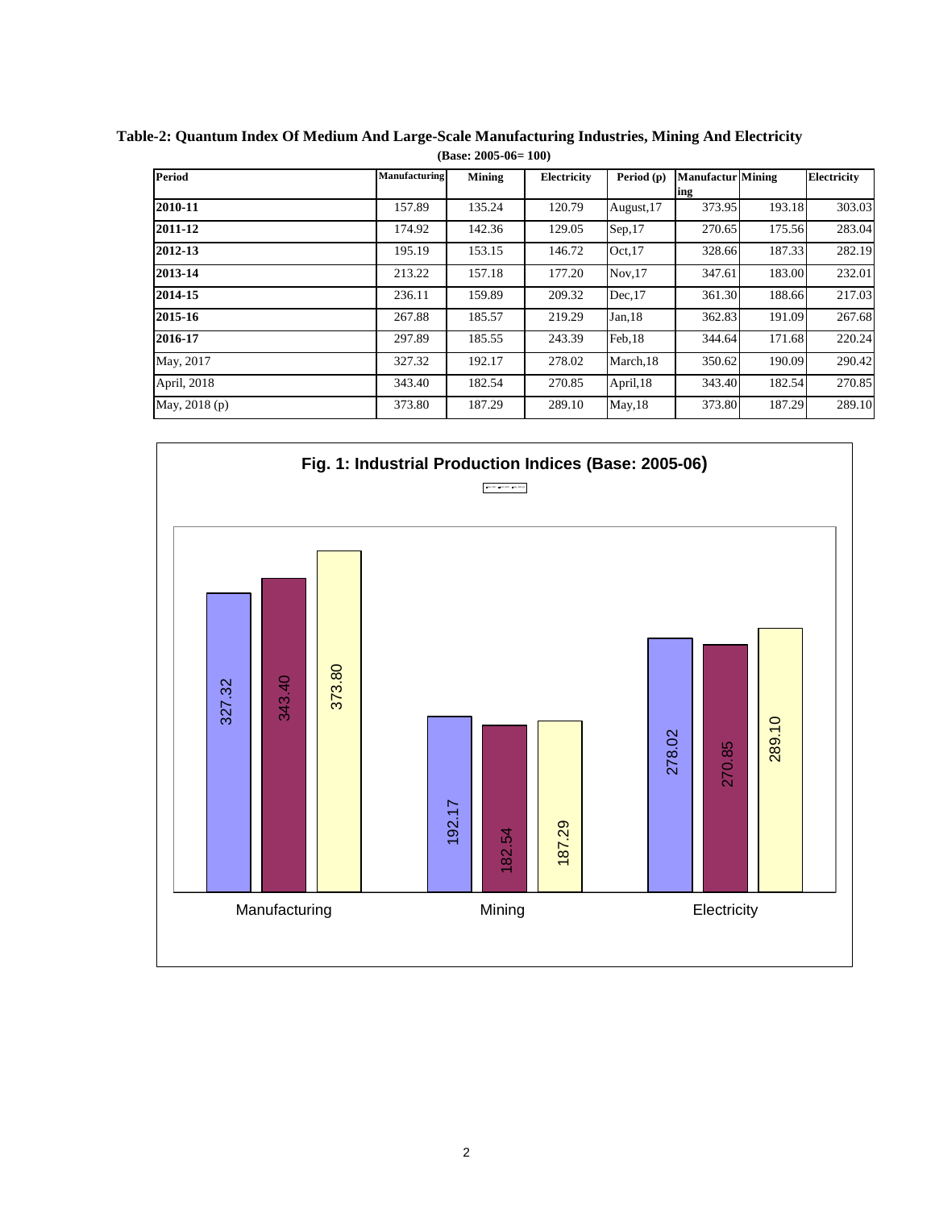**Table-2: Quantum Index Of Medium And Large-Scale Manufacturing Industries, Mining And Electricity**

**(Base: 2005-06= 100)**

| Period | Manufacturing | Mining | Electricity | Period (p) | Manufacturing | Mining | Electricity |
|---|---|---|---|---|---|---|---|
| **2010-11** | 157.89 | 135.24 | 120.79 | August,17 | 373.95 | 193.18 | 303.03 |
| **2011-12** | 174.92 | 142.36 | 129.05 | Sep,17 | 270.65 | 175.56 | 283.04 |
| **2012-13** | 195.19 | 153.15 | 146.72 | Oct,17 | 328.66 | 187.33 | 282.19 |
| **2013-14** | 213.22 | 157.18 | 177.20 | Nov,17 | 347.61 | 183.00 | 232.01 |
| **2014-15** | 236.11 | 159.89 | 209.32 | Dec,17 | 361.30 | 188.66 | 217.03 |
| **2015-16** | 267.88 | 185.57 | 219.29 | Jan,18 | 362.83 | 191.09 | 267.68 |
| **2016-17** | 297.89 | 185.55 | 243.39 | Feb,18 | 344.64 | 171.68 | 220.24 |
| May, 2017 | 327.32 | 192.17 | 278.02 | March,18 | 350.62 | 190.09 | 290.42 |
| April, 2018 | 343.40 | 182.54 | 270.85 | April,18 | 343.40 | 182.54 | 270.85 |
| May, 2018 (p) | 373.80 | 187.29 | 289.10 | May,18 | 373.80 | 187.29 | 289.10 |

**Fig. 1: Industrial Production Indices (Base: 2005-06)**

| | Manufacturing | Mining | Electricity |
|---|---|---|---|
| Bar 1 | 327.32 | 192.17 | 278.02 |
| Bar 2 | 343.40 | 182.54 | 270.85 |
| Bar 3 | 373.80 | 187.29 | 289.10 |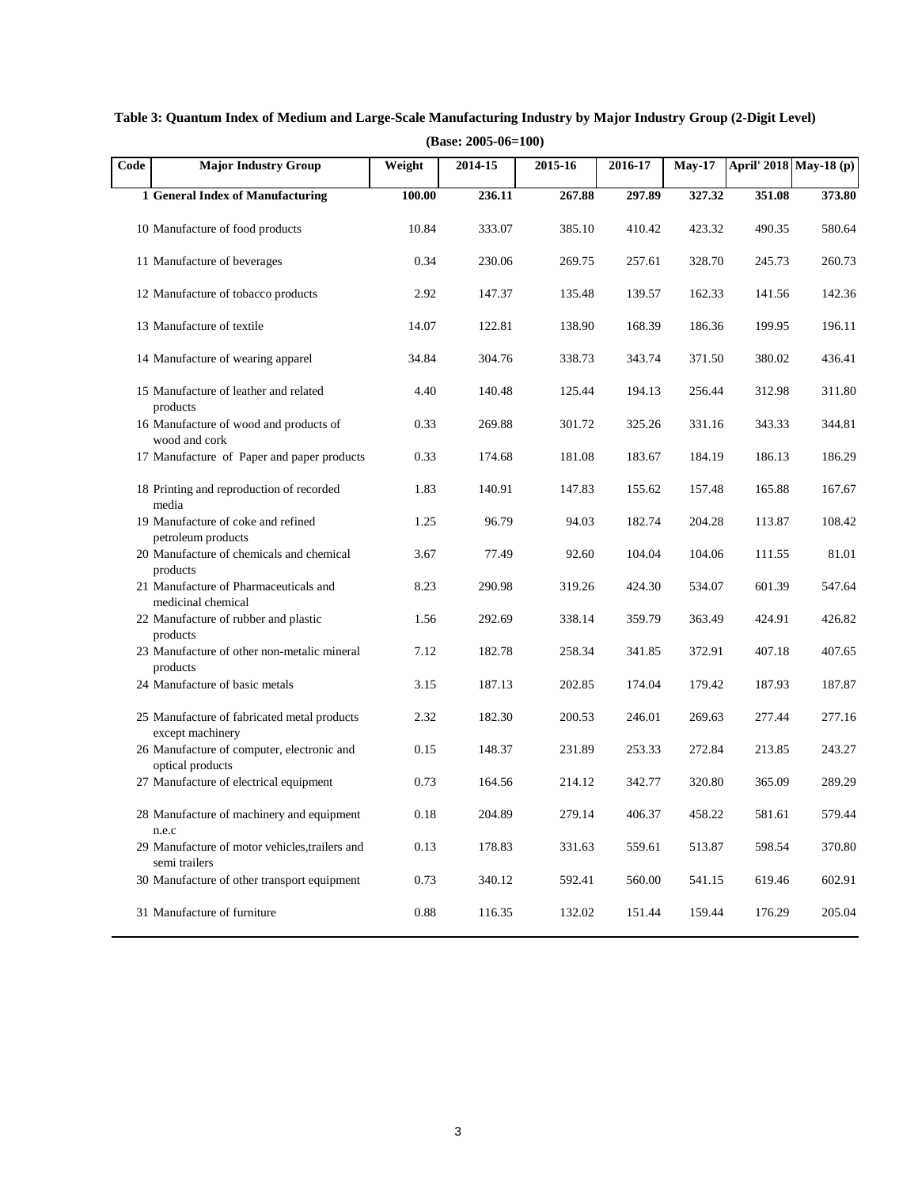**Table 3: Quantum Index of Medium and Large-Scale Manufacturing Industry by Major Industry Group (2-Digit Level)**

**(Base: 2005-06=100)**

| Code | Major Industry Group | Weight | 2014-15 | 2015-16 | 2016-17 | May-17 | April' 2018 | May-18 (p) |
|---|---|---|---|---|---|---|---|---|
| **1** | **General Index of Manufacturing** | **100.00** | **236.11** | **267.88** | **297.89** | **327.32** | **351.08** | **373.80** |
| 10 | Manufacture of food products | 10.84 | 333.07 | 385.10 | 410.42 | 423.32 | 490.35 | 580.64 |
| 11 | Manufacture of beverages | 0.34 | 230.06 | 269.75 | 257.61 | 328.70 | 245.73 | 260.73 |
| 12 | Manufacture of tobacco products | 2.92 | 147.37 | 135.48 | 139.57 | 162.33 | 141.56 | 142.36 |
| 13 | Manufacture of textile | 14.07 | 122.81 | 138.90 | 168.39 | 186.36 | 199.95 | 196.11 |
| 14 | Manufacture of wearing apparel | 34.84 | 304.76 | 338.73 | 343.74 | 371.50 | 380.02 | 436.41 |
| 15 | Manufacture of leather and related products | 4.40 | 140.48 | 125.44 | 194.13 | 256.44 | 312.98 | 311.80 |
| 16 | Manufacture of wood and products of wood and cork | 0.33 | 269.88 | 301.72 | 325.26 | 331.16 | 343.33 | 344.81 |
| 17 | Manufacture of Paper and paper products | 0.33 | 174.68 | 181.08 | 183.67 | 184.19 | 186.13 | 186.29 |
| 18 | Printing and reproduction of recorded media | 1.83 | 140.91 | 147.83 | 155.62 | 157.48 | 165.88 | 167.67 |
| 19 | Manufacture of coke and refined petroleum products | 1.25 | 96.79 | 94.03 | 182.74 | 204.28 | 113.87 | 108.42 |
| 20 | Manufacture of chemicals and chemical products | 3.67 | 77.49 | 92.60 | 104.04 | 104.06 | 111.55 | 81.01 |
| 21 | Manufacture of Pharmaceuticals and medicinal chemical | 8.23 | 290.98 | 319.26 | 424.30 | 534.07 | 601.39 | 547.64 |
| 22 | Manufacture of rubber and plastic products | 1.56 | 292.69 | 338.14 | 359.79 | 363.49 | 424.91 | 426.82 |
| 23 | Manufacture of other non-metalic mineral products | 7.12 | 182.78 | 258.34 | 341.85 | 372.91 | 407.18 | 407.65 |
| 24 | Manufacture of basic metals | 3.15 | 187.13 | 202.85 | 174.04 | 179.42 | 187.93 | 187.87 |
| 25 | Manufacture of fabricated metal products except machinery | 2.32 | 182.30 | 200.53 | 246.01 | 269.63 | 277.44 | 277.16 |
| 26 | Manufacture of computer, electronic and optical products | 0.15 | 148.37 | 231.89 | 253.33 | 272.84 | 213.85 | 243.27 |
| 27 | Manufacture of electrical equipment | 0.73 | 164.56 | 214.12 | 342.77 | 320.80 | 365.09 | 289.29 |
| 28 | Manufacture of machinery and equipment n.e.c | 0.18 | 204.89 | 279.14 | 406.37 | 458.22 | 581.61 | 579.44 |
| 29 | Manufacture of motor vehicles,trailers and semi trailers | 0.13 | 178.83 | 331.63 | 559.61 | 513.87 | 598.54 | 370.80 |
| 30 | Manufacture of other transport equipment | 0.73 | 340.12 | 592.41 | 560.00 | 541.15 | 619.46 | 602.91 |
| 31 | Manufacture of furniture | 0.88 | 116.35 | 132.02 | 151.44 | 159.44 | 176.29 | 205.04 |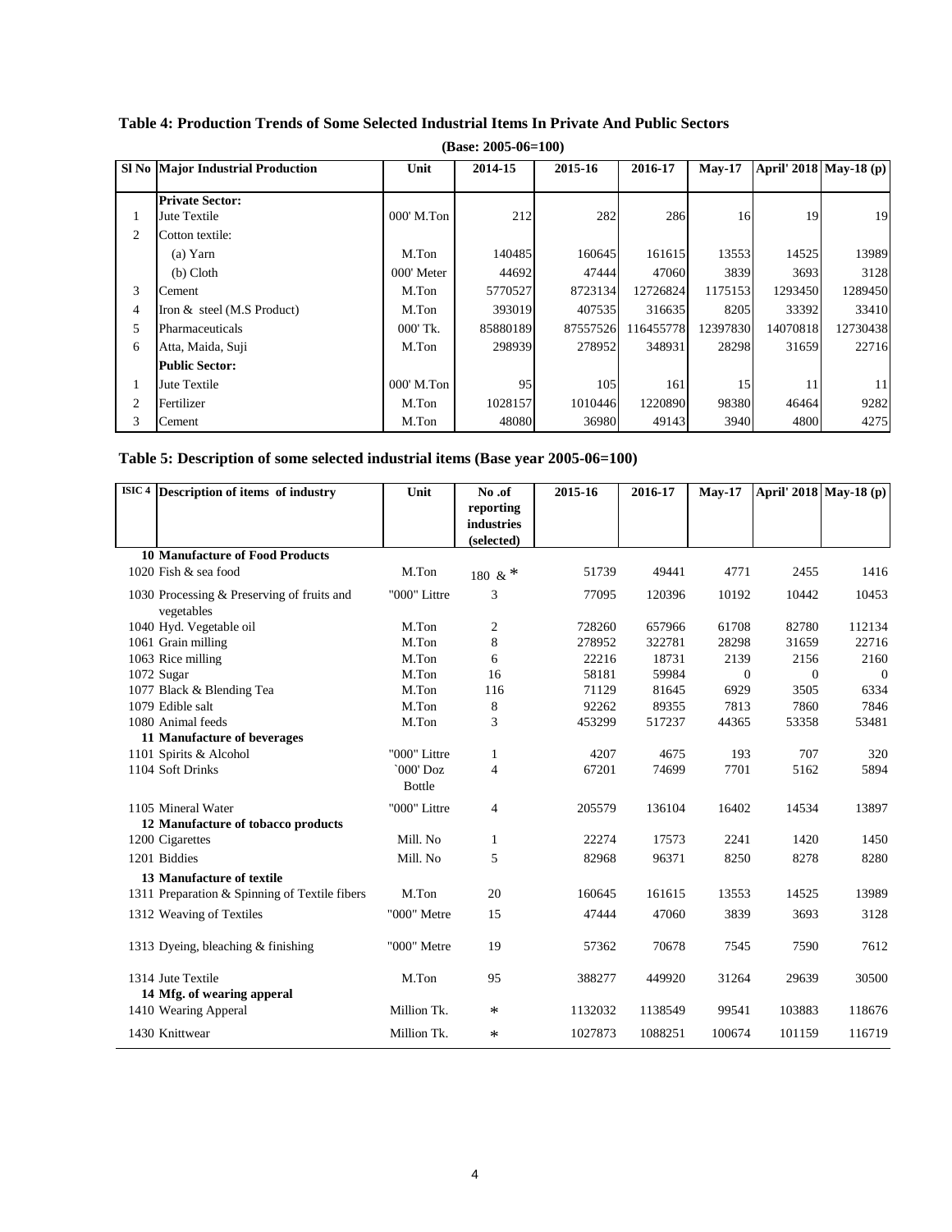**Table 4: Production Trends of Some Selected Industrial Items In Private And Public Sectors**

**(Base: 2005-06=100)**

| Sl No | Major Industrial Production | Unit | 2014-15 | 2015-16 | 2016-17 | May-17 | April' 2018 | May-18 (p) |
|---|---|---|---|---|---|---|---|---|
| | **Private Sector:** | | | | | | | |
| 1 | Jute Textile | 000' M.Ton | 212 | 282 | 286 | 16 | 19 | 19 |
| 2 | Cotton textile: | | | | | | | |
| | (a) Yarn | M.Ton | 140485 | 160645 | 161615 | 13553 | 14525 | 13989 |
| | (b) Cloth | 000' Meter | 44692 | 47444 | 47060 | 3839 | 3693 | 3128 |
| 3 | Cement | M.Ton | 5770527 | 8723134 | 12726824 | 1175153 | 1293450 | 1289450 |
| 4 | Iron & steel (M.S Product) | M.Ton | 393019 | 407535 | 316635 | 8205 | 33392 | 33410 |
| 5 | Pharmaceuticals | 000' Tk. | 85880189 | 87557526 | 116455778 | 12397830 | 14070818 | 12730438 |
| 6 | Atta, Maida, Suji | M.Ton | 298939 | 278952 | 348931 | 28298 | 31659 | 22716 |
| | **Public Sector:** | | | | | | | |
| 1 | Jute Textile | 000' M.Ton | 95 | 105 | 161 | 15 | 11 | 11 |
| 2 | Fertilizer | M.Ton | 1028157 | 1010446 | 1220890 | 98380 | 46464 | 9282 |
| 3 | Cement | M.Ton | 48080 | 36980 | 49143 | 3940 | 4800 | 4275 |

**Table 5: Description of some selected industrial items (Base year 2005-06=100)**

| ISIC 4 | Description of items of industry | Unit | No .of reporting industries (selected) | 2015-16 | 2016-17 | May-17 | April' 2018 | May-18 (p) |
|---|---|---|---|---|---|---|---|---|
| **10** | **Manufacture of Food Products** | | | | | | | |
| 1020 | Fish & sea food | M.Ton | 180 & * | 51739 | 49441 | 4771 | 2455 | 1416 |
| 1030 | Processing & Preserving of fruits and vegetables | "000" Littre | 3 | 77095 | 120396 | 10192 | 10442 | 10453 |
| 1040 | Hyd. Vegetable oil | M.Ton | 2 | 728260 | 657966 | 61708 | 82780 | 112134 |
| 1061 | Grain milling | M.Ton | 8 | 278952 | 322781 | 28298 | 31659 | 22716 |
| 1063 | Rice milling | M.Ton | 6 | 22216 | 18731 | 2139 | 2156 | 2160 |
| 1072 | Sugar | M.Ton | 16 | 58181 | 59984 | 0 | 0 | 0 |
| 1077 | Black & Blending Tea | M.Ton | 116 | 71129 | 81645 | 6929 | 3505 | 6334 |
| 1079 | Edible salt | M.Ton | 8 | 92262 | 89355 | 7813 | 7860 | 7846 |
| 1080 | Animal feeds | M.Ton | 3 | 453299 | 517237 | 44365 | 53358 | 53481 |
| **11** | **Manufacture of beverages** | | | | | | | |
| 1101 | Spirits & Alcohol | "000" Littre | 1 | 4207 | 4675 | 193 | 707 | 320 |
| 1104 | Soft Drinks | `000' Doz Bottle | 4 | 67201 | 74699 | 7701 | 5162 | 5894 |
| 1105 | Mineral Water | "000" Littre | 4 | 205579 | 136104 | 16402 | 14534 | 13897 |
| **12** | **Manufacture of tobacco products** | | | | | | | |
| 1200 | Cigarettes | Mill. No | 1 | 22274 | 17573 | 2241 | 1420 | 1450 |
| 1201 | Biddies | Mill. No | 5 | 82968 | 96371 | 8250 | 8278 | 8280 |
| **13** | **Manufacture of textile** | | | | | | | |
| 1311 | Preparation & Spinning of Textile fibers | M.Ton | 20 | 160645 | 161615 | 13553 | 14525 | 13989 |
| 1312 | Weaving of Textiles | "000" Metre | 15 | 47444 | 47060 | 3839 | 3693 | 3128 |
| 1313 | Dyeing, bleaching & finishing | "000" Metre | 19 | 57362 | 70678 | 7545 | 7590 | 7612 |
| 1314 | Jute Textile | M.Ton | 95 | 388277 | 449920 | 31264 | 29639 | 30500 |
| **14** | **Mfg. of wearing apperal** | | | | | | | |
| 1410 | Wearing Apperal | Million Tk. | * | 1132032 | 1138549 | 99541 | 103883 | 118676 |
| 1430 | Knittwear | Million Tk. | * | 1027873 | 1088251 | 100674 | 101159 | 116719 |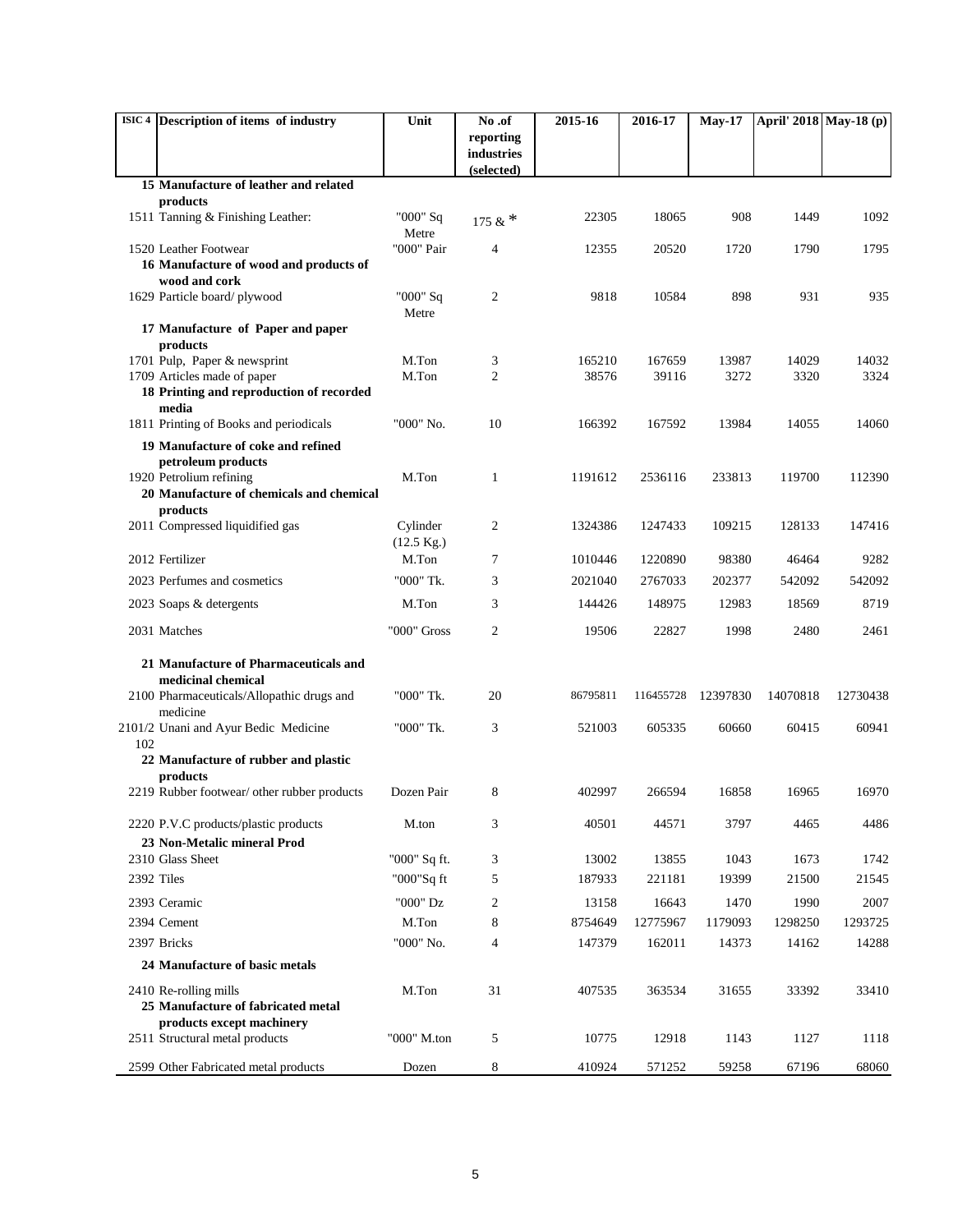| ISIC 4 | Description of items of industry | Unit | No .of reporting industries (selected) | 2015-16 | 2016-17 | May-17 | April' 2018 | May-18 (p) |
|---|---|---|---|---|---|---|---|---|
| 15 | **Manufacture of leather and related products** | | | | | | | |
| 1511 | Tanning & Finishing Leather: | "000" Sq Metre | 175 & * | 22305 | 18065 | 908 | 1449 | 1092 |
| 1520 | Leather Footwear | "000" Pair | 4 | 12355 | 20520 | 1720 | 1790 | 1795 |
| 16 | **Manufacture of wood and products of wood and cork** | | | | | | | |
| 1629 | Particle board/ plywood | "000" Sq Metre | 2 | 9818 | 10584 | 898 | 931 | 935 |
| 17 | **Manufacture of Paper and paper products** | | | | | | | |
| 1701 | Pulp, Paper & newsprint | M.Ton | 3 | 165210 | 167659 | 13987 | 14029 | 14032 |
| 1709 | Articles made of paper | M.Ton | 2 | 38576 | 39116 | 3272 | 3320 | 3324 |
| 18 | **Printing and reproduction of recorded media** | | | | | | | |
| 1811 | Printing of Books and periodicals | "000" No. | 10 | 166392 | 167592 | 13984 | 14055 | 14060 |
| 19 | **Manufacture of coke and refined petroleum products** | | | | | | | |
| 1920 | Petrolium refining | M.Ton | 1 | 1191612 | 2536116 | 233813 | 119700 | 112390 |
| 20 | **Manufacture of chemicals and chemical products** | | | | | | | |
| 2011 | Compressed liquidified gas | Cylinder (12.5 Kg.) | 2 | 1324386 | 1247433 | 109215 | 128133 | 147416 |
| 2012 | Fertilizer | M.Ton | 7 | 1010446 | 1220890 | 98380 | 46464 | 9282 |
| 2023 | Perfumes and cosmetics | "000" Tk. | 3 | 2021040 | 2767033 | 202377 | 542092 | 542092 |
| 2023 | Soaps & detergents | M.Ton | 3 | 144426 | 148975 | 12983 | 18569 | 8719 |
| 2031 | Matches | "000" Gross | 2 | 19506 | 22827 | 1998 | 2480 | 2461 |
| 21 | **Manufacture of Pharmaceuticals and medicinal chemical** | | | | | | | |
| 2100 | Pharmaceuticals/Allopathic drugs and medicine | "000" Tk. | 20 | 86795811 | 116455728 | 12397830 | 14070818 | 12730438 |
| 2101/2102 | Unani and Ayur Bedic Medicine | "000" Tk. | 3 | 521003 | 605335 | 60660 | 60415 | 60941 |
| 22 | **Manufacture of rubber and plastic products** | | | | | | | |
| 2219 | Rubber footwear/ other rubber products | Dozen Pair | 8 | 402997 | 266594 | 16858 | 16965 | 16970 |
| 2220 | P.V.C products/plastic products | M.ton | 3 | 40501 | 44571 | 3797 | 4465 | 4486 |
| 23 | **Non-Metalic mineral Prod** | | | | | | | |
| 2310 | Glass Sheet | "000" Sq ft. | 3 | 13002 | 13855 | 1043 | 1673 | 1742 |
| 2392 | Tiles | "000"Sq ft | 5 | 187933 | 221181 | 19399 | 21500 | 21545 |
| 2393 | Ceramic | "000" Dz | 2 | 13158 | 16643 | 1470 | 1990 | 2007 |
| 2394 | Cement | M.Ton | 8 | 8754649 | 12775967 | 1179093 | 1298250 | 1293725 |
| 2397 | Bricks | "000" No. | 4 | 147379 | 162011 | 14373 | 14162 | 14288 |
| 24 | **Manufacture of basic metals** | | | | | | | |
| 2410 | Re-rolling mills | M.Ton | 31 | 407535 | 363534 | 31655 | 33392 | 33410 |
| 25 | **Manufacture of fabricated metal products except machinery** | | | | | | | |
| 2511 | Structural metal products | "000" M.ton | 5 | 10775 | 12918 | 1143 | 1127 | 1118 |
| 2599 | Other Fabricated metal products | Dozen | 8 | 410924 | 571252 | 59258 | 67196 | 68060 |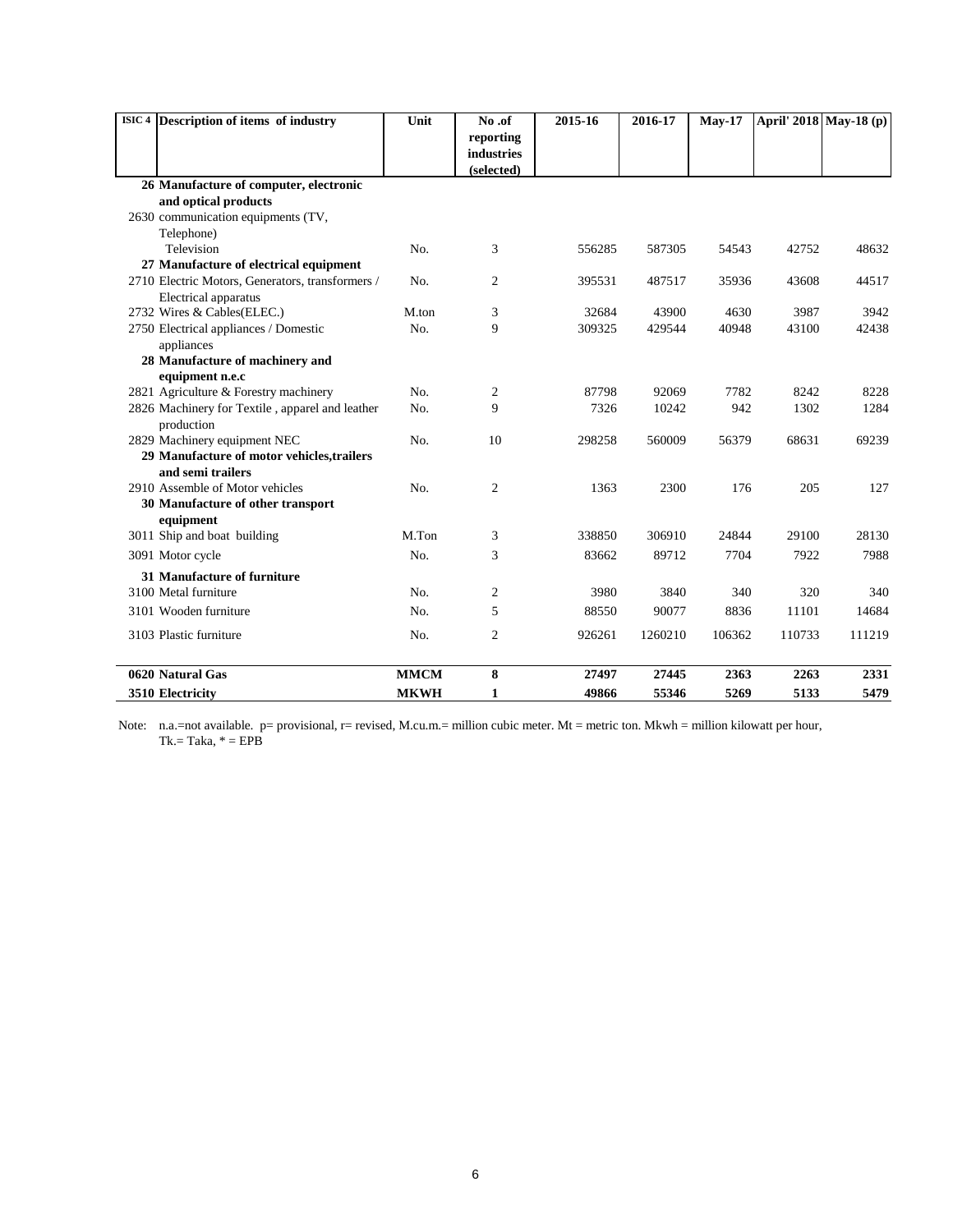| ISIC 4 | Description of items of industry | Unit | No .of reporting industries (selected) | 2015-16 | 2016-17 | May-17 | April' 2018 | May-18 (p) |
|---|---|---|---|---|---|---|---|---|
| **26** | **Manufacture of computer, electronic and optical products** | | | | | | | |
| 2630 | communication equipments (TV, Telephone) | | | | | | | |
| | Television | No. | 3 | 556285 | 587305 | 54543 | 42752 | 48632 |
| **27** | **Manufacture of electrical equipment** | | | | | | | |
| 2710 | Electric Motors, Generators, transformers / Electrical apparatus | No. | 2 | 395531 | 487517 | 35936 | 43608 | 44517 |
| 2732 | Wires & Cables(ELEC.) | M.ton | 3 | 32684 | 43900 | 4630 | 3987 | 3942 |
| 2750 | Electrical appliances / Domestic appliances | No. | 9 | 309325 | 429544 | 40948 | 43100 | 42438 |
| **28** | **Manufacture of machinery and equipment n.e.c** | | | | | | | |
| 2821 | Agriculture & Forestry machinery | No. | 2 | 87798 | 92069 | 7782 | 8242 | 8228 |
| 2826 | Machinery for Textile , apparel and leather production | No. | 9 | 7326 | 10242 | 942 | 1302 | 1284 |
| 2829 | Machinery equipment NEC | No. | 10 | 298258 | 560009 | 56379 | 68631 | 69239 |
| **29** | **Manufacture of motor vehicles,trailers and semi trailers** | | | | | | | |
| 2910 | Assemble of Motor vehicles | No. | 2 | 1363 | 2300 | 176 | 205 | 127 |
| **30** | **Manufacture of other transport equipment** | | | | | | | |
| 3011 | Ship and boat building | M.Ton | 3 | 338850 | 306910 | 24844 | 29100 | 28130 |
| 3091 | Motor cycle | No. | 3 | 83662 | 89712 | 7704 | 7922 | 7988 |
| **31** | **Manufacture of furniture** | | | | | | | |
| 3100 | Metal furniture | No. | 2 | 3980 | 3840 | 340 | 320 | 340 |
| 3101 | Wooden furniture | No. | 5 | 88550 | 90077 | 8836 | 11101 | 14684 |
| 3103 | Plastic furniture | No. | 2 | 926261 | 1260210 | 106362 | 110733 | 111219 |
| **0620** | **Natural Gas** | **MMCM** | **8** | **27497** | **27445** | **2363** | **2263** | **2331** |
| **3510** | **Electricity** | **MKWH** | **1** | **49866** | **55346** | **5269** | **5133** | **5479** |

Note: n.a.=not available. p= provisional, r= revised, M.cu.m.= million cubic meter. Mt = metric ton. Mkwh = million kilowatt per hour, Tk.= Taka, * = EPB